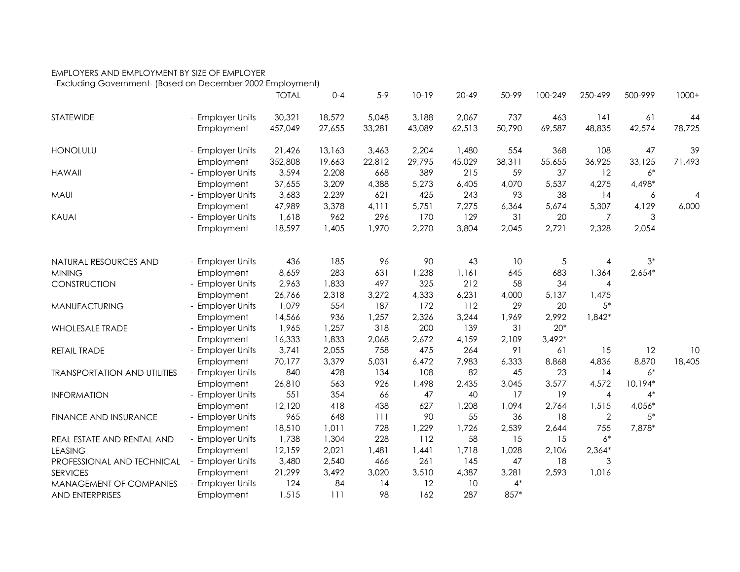EMPLOYERS AND EMPLOYMENT BY SIZE OF EMPLOYER
-Excluding Government- (Based on December 2002 Employment)

| | | TOTAL | 0-4 | 5-9 | 10-19 | 20-49 | 50-99 | 100-249 | 250-499 | 500-999 | 1000+ |
|---|---|---|---|---|---|---|---|---|---|---|---|
| STATEWIDE | - Employer Units | 30,321 | 18,572 | 5,048 | 3,188 | 2,067 | 737 | 463 | 141 | 61 | 44 |
| | Employment | 457,049 | 27,655 | 33,281 | 43,089 | 62,513 | 50,790 | 69,587 | 48,835 | 42,574 | 78,725 |
| HONOLULU | - Employer Units | 21,426 | 13,163 | 3,463 | 2,204 | 1,480 | 554 | 368 | 108 | 47 | 39 |
| | Employment | 352,808 | 19,663 | 22,812 | 29,795 | 45,029 | 38,311 | 55,655 | 36,925 | 33,125 | 71,493 |
| HAWAII | - Employer Units | 3,594 | 2,208 | 668 | 389 | 215 | 59 | 37 | 12 | 6* | |
| | Employment | 37,655 | 3,209 | 4,388 | 5,273 | 6,405 | 4,070 | 5,537 | 4,275 | 4,498* | |
| MAUI | - Employer Units | 3,683 | 2,239 | 621 | 425 | 243 | 93 | 38 | 14 | 6 | 4 |
| | Employment | 47,989 | 3,378 | 4,111 | 5,751 | 7,275 | 6,364 | 5,674 | 5,307 | 4,129 | 6,000 |
| KAUAI | - Employer Units | 1,618 | 962 | 296 | 170 | 129 | 31 | 20 | 7 | 3 | |
| | Employment | 18,597 | 1,405 | 1,970 | 2,270 | 3,804 | 2,045 | 2,721 | 2,328 | 2,054 | |
| NATURAL RESOURCES AND | - Employer Units | 436 | 185 | 96 | 90 | 43 | 10 | 5 | 4 | 3* | |
| MINING | Employment | 8,659 | 283 | 631 | 1,238 | 1,161 | 645 | 683 | 1,364 | 2,654* | |
| CONSTRUCTION | - Employer Units | 2,963 | 1,833 | 497 | 325 | 212 | 58 | 34 | 4 | | |
| | Employment | 26,766 | 2,318 | 3,272 | 4,333 | 6,231 | 4,000 | 5,137 | 1,475 | | |
| MANUFACTURING | - Employer Units | 1,079 | 554 | 187 | 172 | 112 | 29 | 20 | 5* | | |
| | Employment | 14,566 | 936 | 1,257 | 2,326 | 3,244 | 1,969 | 2,992 | 1,842* | | |
| WHOLESALE TRADE | - Employer Units | 1,965 | 1,257 | 318 | 200 | 139 | 31 | 20* | | | |
| | Employment | 16,333 | 1,833 | 2,068 | 2,672 | 4,159 | 2,109 | 3,492* | | | |
| RETAIL TRADE | - Employer Units | 3,741 | 2,055 | 758 | 475 | 264 | 91 | 61 | 15 | 12 | 10 |
| | Employment | 70,177 | 3,379 | 5,031 | 6,472 | 7,983 | 6,333 | 8,868 | 4,836 | 8,870 | 18,405 |
| TRANSPORTATION AND UTILITIES | - Employer Units | 840 | 428 | 134 | 108 | 82 | 45 | 23 | 14 | 6* | |
| | Employment | 26,810 | 563 | 926 | 1,498 | 2,435 | 3,045 | 3,577 | 4,572 | 10,194* | |
| INFORMATION | - Employer Units | 551 | 354 | 66 | 47 | 40 | 17 | 19 | 4 | 4* | |
| | Employment | 12,120 | 418 | 438 | 627 | 1,208 | 1,094 | 2,764 | 1,515 | 4,056* | |
| FINANCE AND INSURANCE | - Employer Units | 965 | 648 | 111 | 90 | 55 | 36 | 18 | 2 | 5* | |
| | Employment | 18,510 | 1,011 | 728 | 1,229 | 1,726 | 2,539 | 2,644 | 755 | 7,878* | |
| REAL ESTATE AND RENTAL AND | - Employer Units | 1,738 | 1,304 | 228 | 112 | 58 | 15 | 15 | 6* | | |
| LEASING | Employment | 12,159 | 2,021 | 1,481 | 1,441 | 1,718 | 1,028 | 2,106 | 2,364* | | |
| PROFESSIONAL AND TECHNICAL | - Employer Units | 3,480 | 2,540 | 466 | 261 | 145 | 47 | 18 | 3 | | |
| SERVICES | Employment | 21,299 | 3,492 | 3,020 | 3,510 | 4,387 | 3,281 | 2,593 | 1,016 | | |
| MANAGEMENT OF COMPANIES | - Employer Units | 124 | 84 | 14 | 12 | 10 | 4* | | | | |
| AND ENTERPRISES | Employment | 1,515 | 111 | 98 | 162 | 287 | 857* | | | | |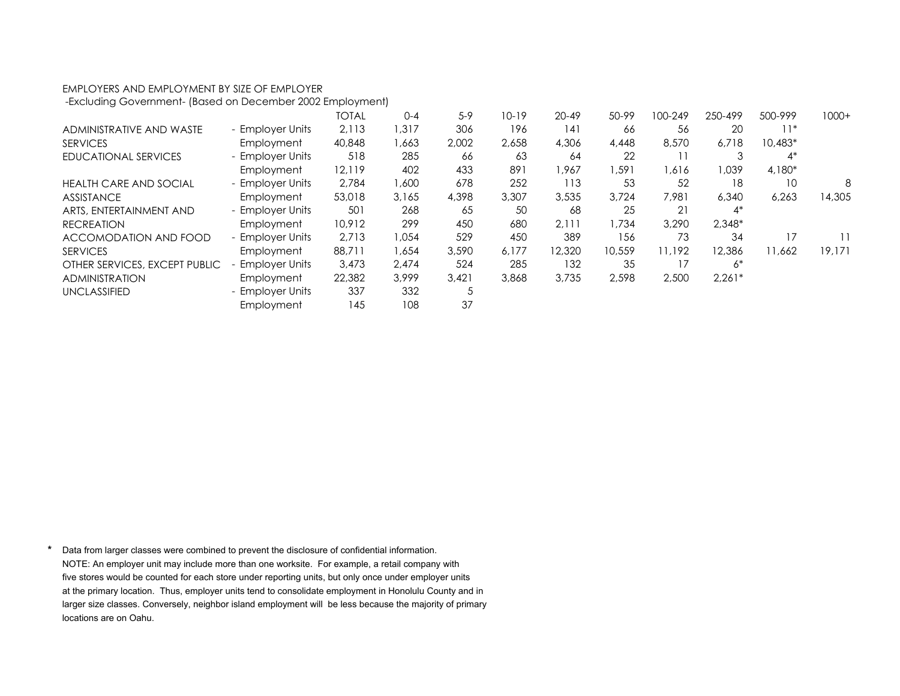EMPLOYERS AND EMPLOYMENT BY SIZE OF EMPLOYER
-Excluding Government- (Based on December 2002 Employment)

| | | TOTAL | 0-4 | 5-9 | 10-19 | 20-49 | 50-99 | 100-249 | 250-499 | 500-999 | 1000+ |
|---|---|---|---|---|---|---|---|---|---|---|---|
| ADMINISTRATIVE AND WASTE | - Employer Units | 2,113 | 1,317 | 306 | 196 | 141 | 66 | 56 | 20 | 11* | |
| SERVICES | Employment | 40,848 | 1,663 | 2,002 | 2,658 | 4,306 | 4,448 | 8,570 | 6,718 | 10,483* | |
| EDUCATIONAL SERVICES | - Employer Units | 518 | 285 | 66 | 63 | 64 | 22 | 11 | 3 | 4* | |
| | Employment | 12,119 | 402 | 433 | 891 | 1,967 | 1,591 | 1,616 | 1,039 | 4,180* | |
| HEALTH CARE AND SOCIAL | - Employer Units | 2,784 | 1,600 | 678 | 252 | 113 | 53 | 52 | 18 | 10 | 8 |
| ASSISTANCE | Employment | 53,018 | 3,165 | 4,398 | 3,307 | 3,535 | 3,724 | 7,981 | 6,340 | 6,263 | 14,305 |
| ARTS, ENTERTAINMENT AND | - Employer Units | 501 | 268 | 65 | 50 | 68 | 25 | 21 | 4* | | |
| RECREATION | Employment | 10,912 | 299 | 450 | 680 | 2,111 | 1,734 | 3,290 | 2,348* | | |
| ACCOMODATION AND FOOD | - Employer Units | 2,713 | 1,054 | 529 | 450 | 389 | 156 | 73 | 34 | 17 | 11 |
| SERVICES | Employment | 88,711 | 1,654 | 3,590 | 6,177 | 12,320 | 10,559 | 11,192 | 12,386 | 11,662 | 19,171 |
| OTHER SERVICES, EXCEPT PUBLIC | - Employer Units | 3,473 | 2,474 | 524 | 285 | 132 | 35 | 17 | 6* | | |
| ADMINISTRATION | Employment | 22,382 | 3,999 | 3,421 | 3,868 | 3,735 | 2,598 | 2,500 | 2,261* | | |
| UNCLASSIFIED | - Employer Units | 337 | 332 | 5 | | | | | | | |
| | Employment | 145 | 108 | 37 | | | | | | | |

\* Data from larger classes were combined to prevent the disclosure of confidential information.
NOTE: An employer unit may include more than one worksite. For example, a retail company with five stores would be counted for each store under reporting units, but only once under employer units at the primary location. Thus, employer units tend to consolidate employment in Honolulu County and in larger size classes. Conversely, neighbor island employment will be less because the majority of primary locations are on Oahu.